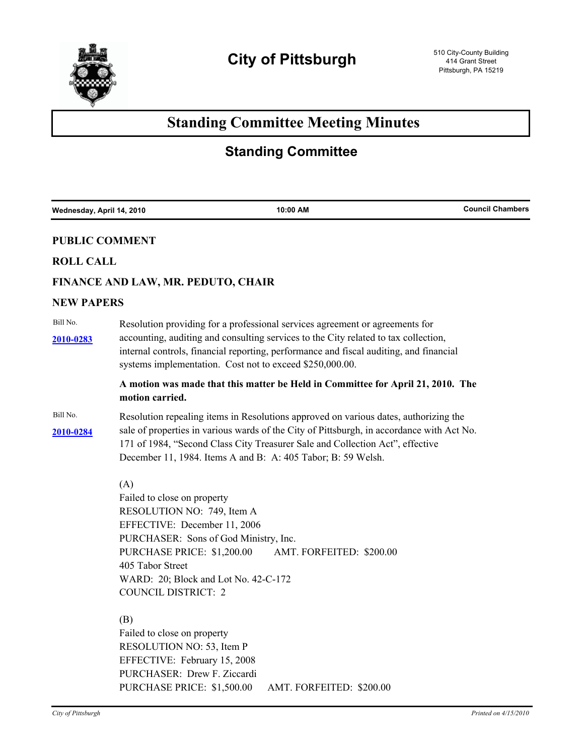# City of Pittsburgh

510 City-County Building
414 Grant Street
Pittsburgh, PA 15219

# Standing Committee Meeting Minutes

## Standing Committee

| Wednesday, April 14, 2010 | 10:00 AM | Council Chambers |
|---|---|---|

### PUBLIC COMMENT

### ROLL CALL

### FINANCE AND LAW, MR. PEDUTO, CHAIR

### NEW PAPERS

Bill No. [2010-0283]

Resolution providing for a professional services agreement or agreements for accounting, auditing and consulting services to the City related to tax collection, internal controls, financial reporting, performance and fiscal auditing, and financial systems implementation. Cost not to exceed $250,000.00.

**A motion was made that this matter be Held in Committee for April 21, 2010. The motion carried.**

Bill No. [2010-0284]

Resolution repealing items in Resolutions approved on various dates, authorizing the sale of properties in various wards of the City of Pittsburgh, in accordance with Act No. 171 of 1984, "Second Class City Treasurer Sale and Collection Act", effective December 11, 1984. Items A and B: A: 405 Tabor; B: 59 Welsh.

(A)
Failed to close on property
RESOLUTION NO: 749, Item A
EFFECTIVE: December 11, 2006
PURCHASER: Sons of God Ministry, Inc.
PURCHASE PRICE: $1,200.00 AMT. FORFEITED: $200.00
405 Tabor Street
WARD: 20; Block and Lot No. 42-C-172
COUNCIL DISTRICT: 2

(B)
Failed to close on property
RESOLUTION NO: 53, Item P
EFFECTIVE: February 15, 2008
PURCHASER: Drew F. Ziccardi
PURCHASE PRICE: $1,500.00 AMT. FORFEITED: $200.00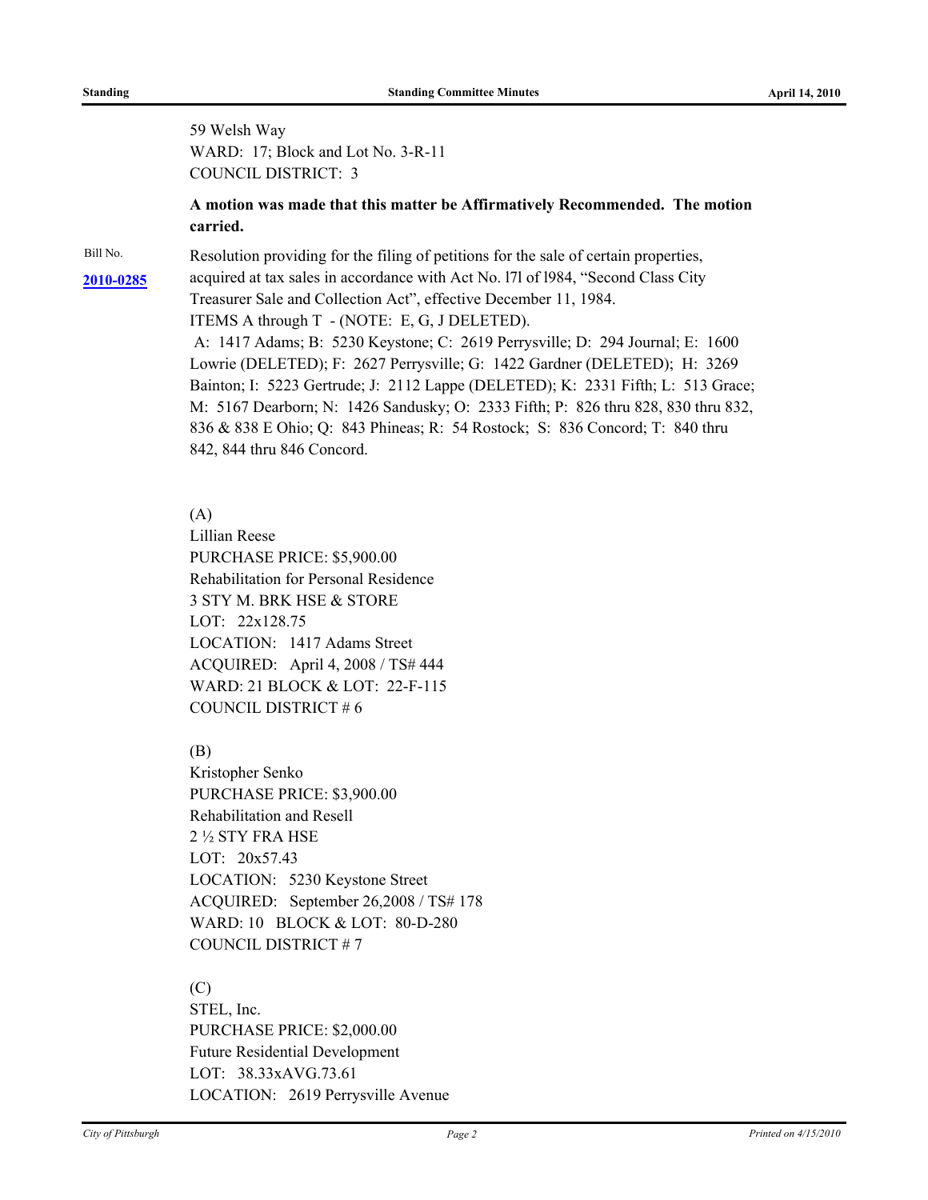59 Welsh Way
WARD: 17; Block and Lot No. 3-R-11
COUNCIL DISTRICT: 3

**A motion was made that this matter be Affirmatively Recommended. The motion carried.**

Bill No. **2010-0285**

Resolution providing for the filing of petitions for the sale of certain properties, acquired at tax sales in accordance with Act No. l7l of l984, "Second Class City Treasurer Sale and Collection Act", effective December 11, 1984.
ITEMS A through T - (NOTE: E, G, J DELETED).
A: 1417 Adams; B: 5230 Keystone; C: 2619 Perrysville; D: 294 Journal; E: 1600 Lowrie (DELETED); F: 2627 Perrysville; G: 1422 Gardner (DELETED); H: 3269 Bainton; I: 5223 Gertrude; J: 2112 Lappe (DELETED); K: 2331 Fifth; L: 513 Grace; M: 5167 Dearborn; N: 1426 Sandusky; O: 2333 Fifth; P: 826 thru 828, 830 thru 832, 836 & 838 E Ohio; Q: 843 Phineas; R: 54 Rostock; S: 836 Concord; T: 840 thru 842, 844 thru 846 Concord.

(A)
Lillian Reese
PURCHASE PRICE: $5,900.00
Rehabilitation for Personal Residence
3 STY M. BRK HSE & STORE
LOT: 22x128.75
LOCATION: 1417 Adams Street
ACQUIRED: April 4, 2008 / TS# 444
WARD: 21 BLOCK & LOT: 22-F-115
COUNCIL DISTRICT # 6

(B)
Kristopher Senko
PURCHASE PRICE: $3,900.00
Rehabilitation and Resell
2 ½ STY FRA HSE
LOT: 20x57.43
LOCATION: 5230 Keystone Street
ACQUIRED: September 26,2008 / TS# 178
WARD: 10 BLOCK & LOT: 80-D-280
COUNCIL DISTRICT # 7

(C)
STEL, Inc.
PURCHASE PRICE: $2,000.00
Future Residential Development
LOT: 38.33xAVG.73.61
LOCATION: 2619 Perrysville Avenue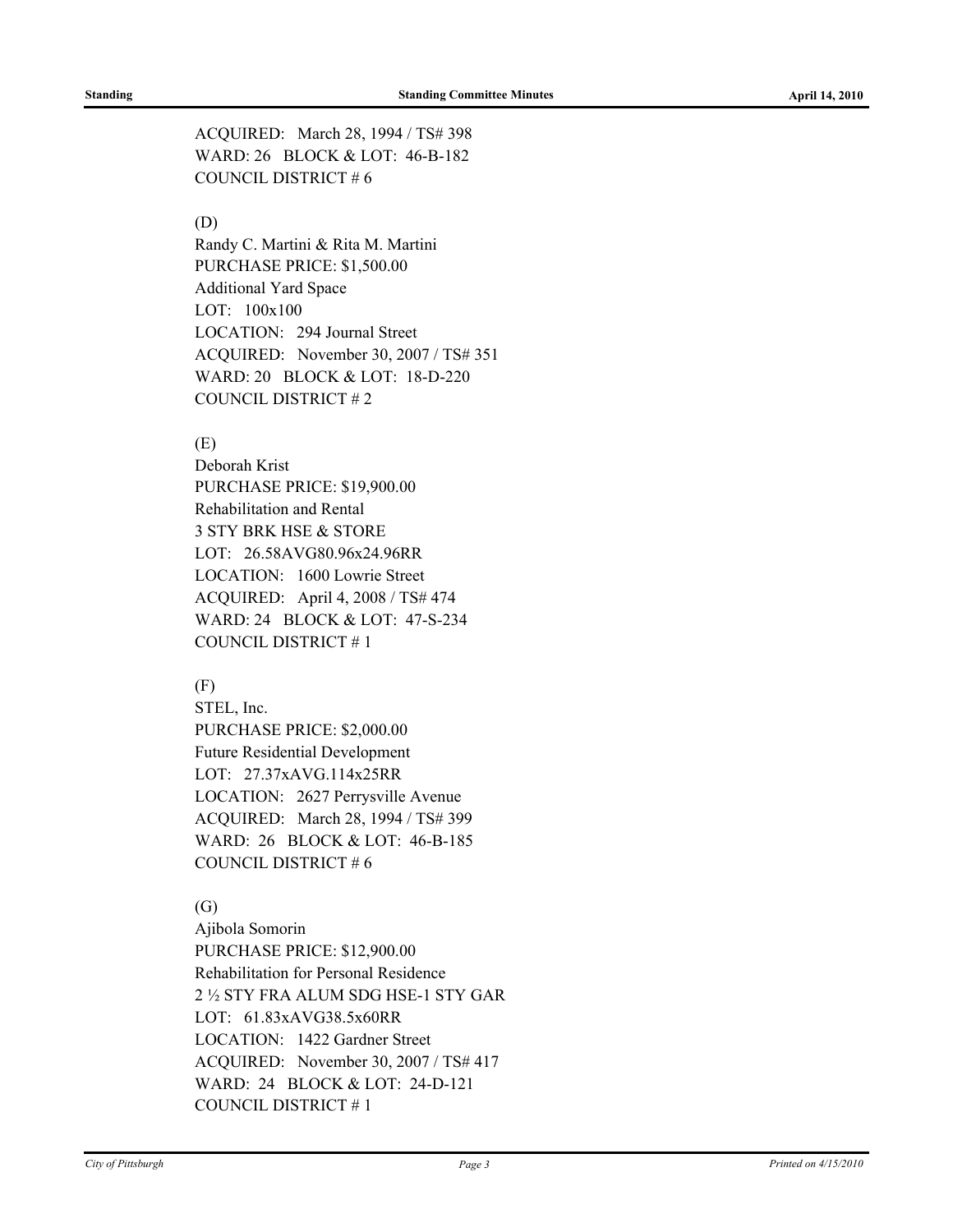ACQUIRED: March 28, 1994 / TS# 398
WARD: 26 BLOCK & LOT: 46-B-182
COUNCIL DISTRICT # 6

(D)
Randy C. Martini & Rita M. Martini
PURCHASE PRICE: $1,500.00
Additional Yard Space
LOT: 100x100
LOCATION: 294 Journal Street
ACQUIRED: November 30, 2007 / TS# 351
WARD: 20 BLOCK & LOT: 18-D-220
COUNCIL DISTRICT # 2

(E)
Deborah Krist
PURCHASE PRICE: $19,900.00
Rehabilitation and Rental
3 STY BRK HSE & STORE
LOT: 26.58AVG80.96x24.96RR
LOCATION: 1600 Lowrie Street
ACQUIRED: April 4, 2008 / TS# 474
WARD: 24 BLOCK & LOT: 47-S-234
COUNCIL DISTRICT # 1

(F)
STEL, Inc.
PURCHASE PRICE: $2,000.00
Future Residential Development
LOT: 27.37xAVG.114x25RR
LOCATION: 2627 Perrysville Avenue
ACQUIRED: March 28, 1994 / TS# 399
WARD: 26 BLOCK & LOT: 46-B-185
COUNCIL DISTRICT # 6

(G)
Ajibola Somorin
PURCHASE PRICE: $12,900.00
Rehabilitation for Personal Residence
2 ½ STY FRA ALUM SDG HSE-1 STY GAR
LOT: 61.83xAVG38.5x60RR
LOCATION: 1422 Gardner Street
ACQUIRED: November 30, 2007 / TS# 417
WARD: 24 BLOCK & LOT: 24-D-121
COUNCIL DISTRICT # 1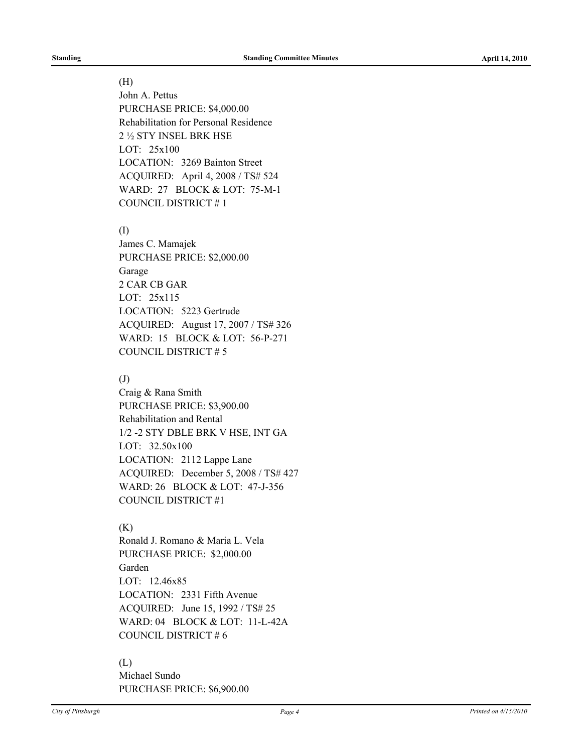(H)
John A. Pettus
PURCHASE PRICE: $4,000.00
Rehabilitation for Personal Residence
2 ½ STY INSEL BRK HSE
LOT: 25x100
LOCATION: 3269 Bainton Street
ACQUIRED: April 4, 2008 / TS# 524
WARD: 27 BLOCK & LOT: 75-M-1
COUNCIL DISTRICT # 1

(I)
James C. Mamajek
PURCHASE PRICE: $2,000.00
Garage
2 CAR CB GAR
LOT: 25x115
LOCATION: 5223 Gertrude
ACQUIRED: August 17, 2007 / TS# 326
WARD: 15 BLOCK & LOT: 56-P-271
COUNCIL DISTRICT # 5

(J)
Craig & Rana Smith
PURCHASE PRICE: $3,900.00
Rehabilitation and Rental
1/2 -2 STY DBLE BRK V HSE, INT GA
LOT: 32.50x100
LOCATION: 2112 Lappe Lane
ACQUIRED: December 5, 2008 / TS# 427
WARD: 26 BLOCK & LOT: 47-J-356
COUNCIL DISTRICT #1

(K)
Ronald J. Romano & Maria L. Vela
PURCHASE PRICE: $2,000.00
Garden
LOT: 12.46x85
LOCATION: 2331 Fifth Avenue
ACQUIRED: June 15, 1992 / TS# 25
WARD: 04 BLOCK & LOT: 11-L-42A
COUNCIL DISTRICT # 6

(L)
Michael Sundo
PURCHASE PRICE: $6,900.00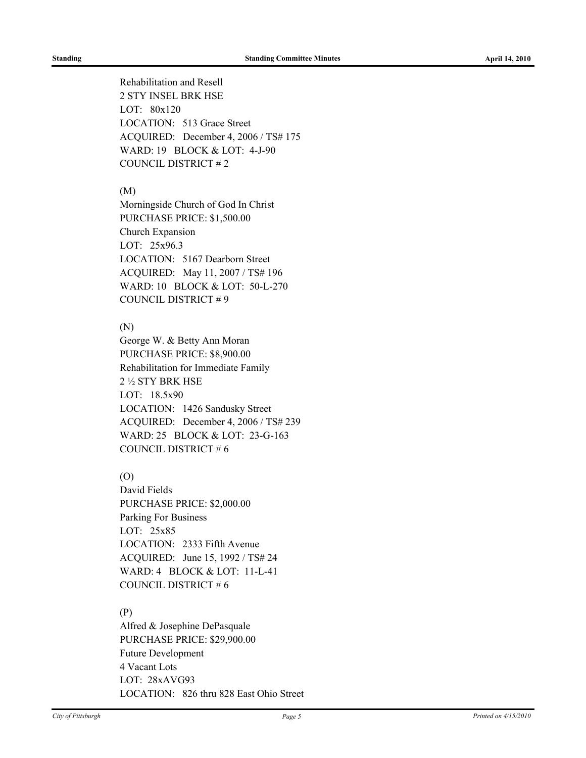Rehabilitation and Resell
2 STY INSEL BRK HSE
LOT: 80x120
LOCATION: 513 Grace Street
ACQUIRED: December 4, 2006 / TS# 175
WARD: 19 BLOCK & LOT: 4-J-90
COUNCIL DISTRICT # 2

(M)
Morningside Church of God In Christ
PURCHASE PRICE: $1,500.00
Church Expansion
LOT: 25x96.3
LOCATION: 5167 Dearborn Street
ACQUIRED: May 11, 2007 / TS# 196
WARD: 10 BLOCK & LOT: 50-L-270
COUNCIL DISTRICT # 9

(N)
George W. & Betty Ann Moran
PURCHASE PRICE: $8,900.00
Rehabilitation for Immediate Family
2 ½ STY BRK HSE
LOT: 18.5x90
LOCATION: 1426 Sandusky Street
ACQUIRED: December 4, 2006 / TS# 239
WARD: 25 BLOCK & LOT: 23-G-163
COUNCIL DISTRICT # 6

(O)
David Fields
PURCHASE PRICE: $2,000.00
Parking For Business
LOT: 25x85
LOCATION: 2333 Fifth Avenue
ACQUIRED: June 15, 1992 / TS# 24
WARD: 4 BLOCK & LOT: 11-L-41
COUNCIL DISTRICT # 6

(P)
Alfred & Josephine DePasquale
PURCHASE PRICE: $29,900.00
Future Development
4 Vacant Lots
LOT: 28xAVG93
LOCATION: 826 thru 828 East Ohio Street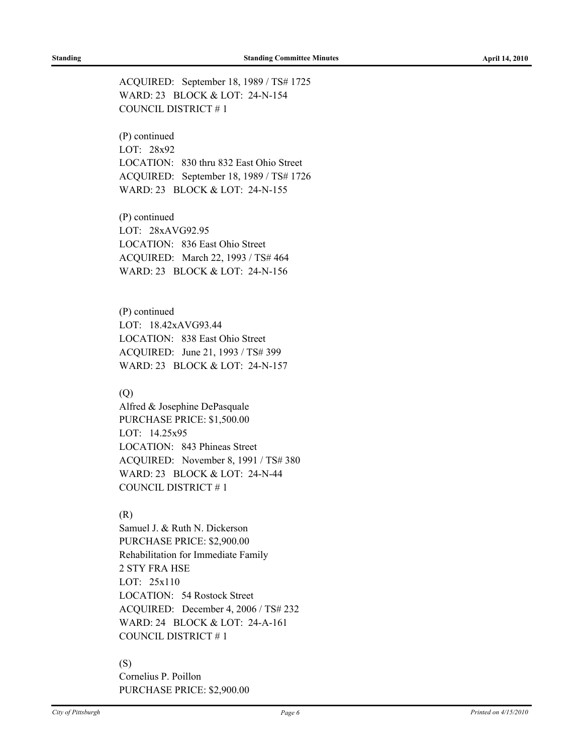ACQUIRED: September 18, 1989 / TS# 1725
WARD: 23 BLOCK & LOT: 24-N-154
COUNCIL DISTRICT # 1

(P) continued
LOT: 28x92
LOCATION: 830 thru 832 East Ohio Street
ACQUIRED: September 18, 1989 / TS# 1726
WARD: 23 BLOCK & LOT: 24-N-155

(P) continued
LOT: 28xAVG92.95
LOCATION: 836 East Ohio Street
ACQUIRED: March 22, 1993 / TS# 464
WARD: 23 BLOCK & LOT: 24-N-156

(P) continued
LOT: 18.42xAVG93.44
LOCATION: 838 East Ohio Street
ACQUIRED: June 21, 1993 / TS# 399
WARD: 23 BLOCK & LOT: 24-N-157

(Q)
Alfred & Josephine DePasquale
PURCHASE PRICE: $1,500.00
LOT: 14.25x95
LOCATION: 843 Phineas Street
ACQUIRED: November 8, 1991 / TS# 380
WARD: 23 BLOCK & LOT: 24-N-44
COUNCIL DISTRICT # 1

(R)
Samuel J. & Ruth N. Dickerson
PURCHASE PRICE: $2,900.00
Rehabilitation for Immediate Family
2 STY FRA HSE
LOT: 25x110
LOCATION: 54 Rostock Street
ACQUIRED: December 4, 2006 / TS# 232
WARD: 24 BLOCK & LOT: 24-A-161
COUNCIL DISTRICT # 1

(S)
Cornelius P. Poillon
PURCHASE PRICE: $2,900.00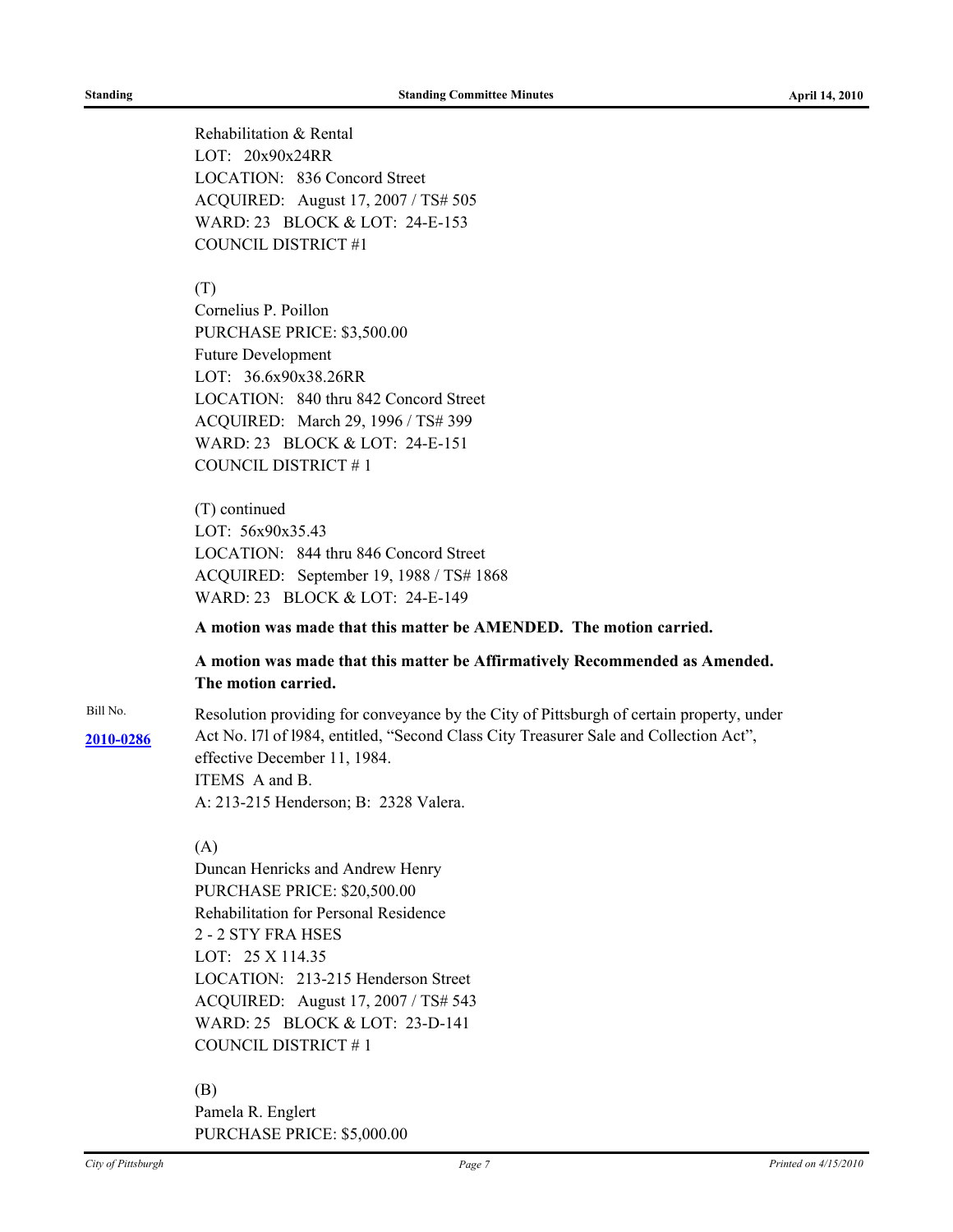Rehabilitation & Rental
LOT: 20x90x24RR
LOCATION: 836 Concord Street
ACQUIRED: August 17, 2007 / TS# 505
WARD: 23 BLOCK & LOT: 24-E-153
COUNCIL DISTRICT #1

(T)
Cornelius P. Poillon
PURCHASE PRICE: $3,500.00
Future Development
LOT: 36.6x90x38.26RR
LOCATION: 840 thru 842 Concord Street
ACQUIRED: March 29, 1996 / TS# 399
WARD: 23 BLOCK & LOT: 24-E-151
COUNCIL DISTRICT # 1

(T) continued
LOT: 56x90x35.43
LOCATION: 844 thru 846 Concord Street
ACQUIRED: September 19, 1988 / TS# 1868
WARD: 23 BLOCK & LOT: 24-E-149

**A motion was made that this matter be AMENDED. The motion carried.**

**A motion was made that this matter be Affirmatively Recommended as Amended. The motion carried.**

Bill No. **2010-0286**

Resolution providing for conveyance by the City of Pittsburgh of certain property, under Act No. 171 of 1984, entitled, "Second Class City Treasurer Sale and Collection Act", effective December 11, 1984.
ITEMS A and B.
A: 213-215 Henderson; B: 2328 Valera.

(A)
Duncan Henricks and Andrew Henry
PURCHASE PRICE: $20,500.00
Rehabilitation for Personal Residence
2 - 2 STY FRA HSES
LOT: 25 X 114.35
LOCATION: 213-215 Henderson Street
ACQUIRED: August 17, 2007 / TS# 543
WARD: 25 BLOCK & LOT: 23-D-141
COUNCIL DISTRICT # 1

(B)
Pamela R. Englert
PURCHASE PRICE: $5,000.00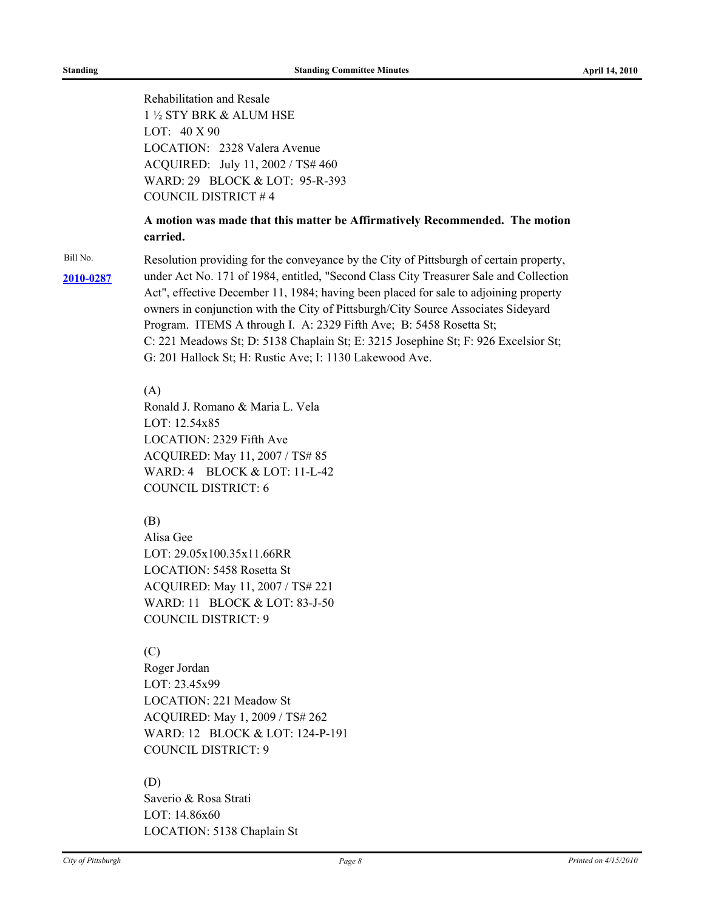Rehabilitation and Resale
1 ½ STY BRK & ALUM HSE
LOT: 40 X 90
LOCATION: 2328 Valera Avenue
ACQUIRED: July 11, 2002 / TS# 460
WARD: 29 BLOCK & LOT: 95-R-393
COUNCIL DISTRICT # 4

**A motion was made that this matter be Affirmatively Recommended. The motion carried.**

Bill No. **2010-0287**

Resolution providing for the conveyance by the City of Pittsburgh of certain property, under Act No. 171 of 1984, entitled, "Second Class City Treasurer Sale and Collection Act", effective December 11, 1984; having been placed for sale to adjoining property owners in conjunction with the City of Pittsburgh/City Source Associates Sideyard Program. ITEMS A through I. A: 2329 Fifth Ave; B: 5458 Rosetta St; C: 221 Meadows St; D: 5138 Chaplain St; E: 3215 Josephine St; F: 926 Excelsior St; G: 201 Hallock St; H: Rustic Ave; I: 1130 Lakewood Ave.

(A)
Ronald J. Romano & Maria L. Vela
LOT: 12.54x85
LOCATION: 2329 Fifth Ave
ACQUIRED: May 11, 2007 / TS# 85
WARD: 4 BLOCK & LOT: 11-L-42
COUNCIL DISTRICT: 6

(B)
Alisa Gee
LOT: 29.05x100.35x11.66RR
LOCATION: 5458 Rosetta St
ACQUIRED: May 11, 2007 / TS# 221
WARD: 11 BLOCK & LOT: 83-J-50
COUNCIL DISTRICT: 9

(C)
Roger Jordan
LOT: 23.45x99
LOCATION: 221 Meadow St
ACQUIRED: May 1, 2009 / TS# 262
WARD: 12 BLOCK & LOT: 124-P-191
COUNCIL DISTRICT: 9

(D)
Saverio & Rosa Strati
LOT: 14.86x60
LOCATION: 5138 Chaplain St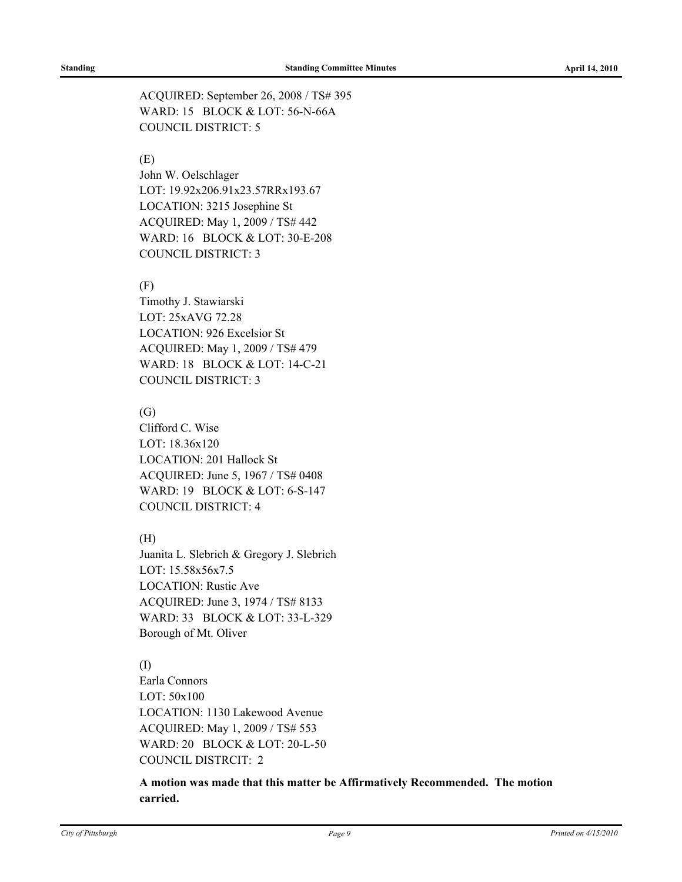ACQUIRED: September 26, 2008 / TS# 395
WARD: 15 BLOCK & LOT: 56-N-66A
COUNCIL DISTRICT: 5

(E)
John W. Oelschlager
LOT: 19.92x206.91x23.57RRx193.67
LOCATION: 3215 Josephine St
ACQUIRED: May 1, 2009 / TS# 442
WARD: 16 BLOCK & LOT: 30-E-208
COUNCIL DISTRICT: 3

(F)
Timothy J. Stawiarski
LOT: 25xAVG 72.28
LOCATION: 926 Excelsior St
ACQUIRED: May 1, 2009 / TS# 479
WARD: 18 BLOCK & LOT: 14-C-21
COUNCIL DISTRICT: 3

(G)
Clifford C. Wise
LOT: 18.36x120
LOCATION: 201 Hallock St
ACQUIRED: June 5, 1967 / TS# 0408
WARD: 19 BLOCK & LOT: 6-S-147
COUNCIL DISTRICT: 4

(H)
Juanita L. Slebrich & Gregory J. Slebrich
LOT: 15.58x56x7.5
LOCATION: Rustic Ave
ACQUIRED: June 3, 1974 / TS# 8133
WARD: 33 BLOCK & LOT: 33-L-329
Borough of Mt. Oliver

(I)
Earla Connors
LOT: 50x100
LOCATION: 1130 Lakewood Avenue
ACQUIRED: May 1, 2009 / TS# 553
WARD: 20 BLOCK & LOT: 20-L-50
COUNCIL DISTRCIT: 2

**A motion was made that this matter be Affirmatively Recommended. The motion carried.**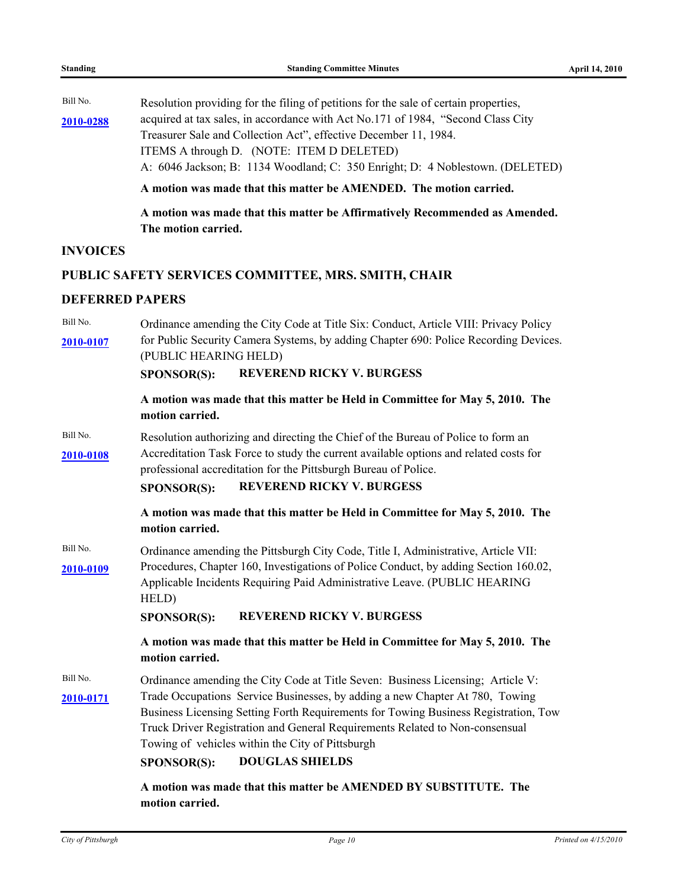Bill No.

**2010-0288**

Resolution providing for the filing of petitions for the sale of certain properties, acquired at tax sales, in accordance with Act No.171 of 1984, "Second Class City Treasurer Sale and Collection Act", effective December 11, 1984.
ITEMS A through D. (NOTE: ITEM D DELETED)
A: 6046 Jackson; B: 1134 Woodland; C: 350 Enright; D: 4 Noblestown. (DELETED)

**A motion was made that this matter be AMENDED. The motion carried.**

**A motion was made that this matter be Affirmatively Recommended as Amended. The motion carried.**

## INVOICES

## PUBLIC SAFETY SERVICES COMMITTEE, MRS. SMITH, CHAIR

## DEFERRED PAPERS

Bill No.

**2010-0107**

Ordinance amending the City Code at Title Six: Conduct, Article VIII: Privacy Policy for Public Security Camera Systems, by adding Chapter 690: Police Recording Devices. (PUBLIC HEARING HELD)

**SPONSOR(S): REVEREND RICKY V. BURGESS**

**A motion was made that this matter be Held in Committee for May 5, 2010. The motion carried.**

Bill No.

**2010-0108**

Resolution authorizing and directing the Chief of the Bureau of Police to form an Accreditation Task Force to study the current available options and related costs for professional accreditation for the Pittsburgh Bureau of Police.

**SPONSOR(S): REVEREND RICKY V. BURGESS**

**A motion was made that this matter be Held in Committee for May 5, 2010. The motion carried.**

Bill No.

**2010-0109**

Ordinance amending the Pittsburgh City Code, Title I, Administrative, Article VII: Procedures, Chapter 160, Investigations of Police Conduct, by adding Section 160.02, Applicable Incidents Requiring Paid Administrative Leave. (PUBLIC HEARING HELD)

**SPONSOR(S): REVEREND RICKY V. BURGESS**

**A motion was made that this matter be Held in Committee for May 5, 2010. The motion carried.**

Bill No.

**2010-0171**

Ordinance amending the City Code at Title Seven: Business Licensing; Article V: Trade Occupations Service Businesses, by adding a new Chapter At 780, Towing Business Licensing Setting Forth Requirements for Towing Business Registration, Tow Truck Driver Registration and General Requirements Related to Non-consensual Towing of vehicles within the City of Pittsburgh

**SPONSOR(S): DOUGLAS SHIELDS**

**A motion was made that this matter be AMENDED BY SUBSTITUTE. The motion carried.**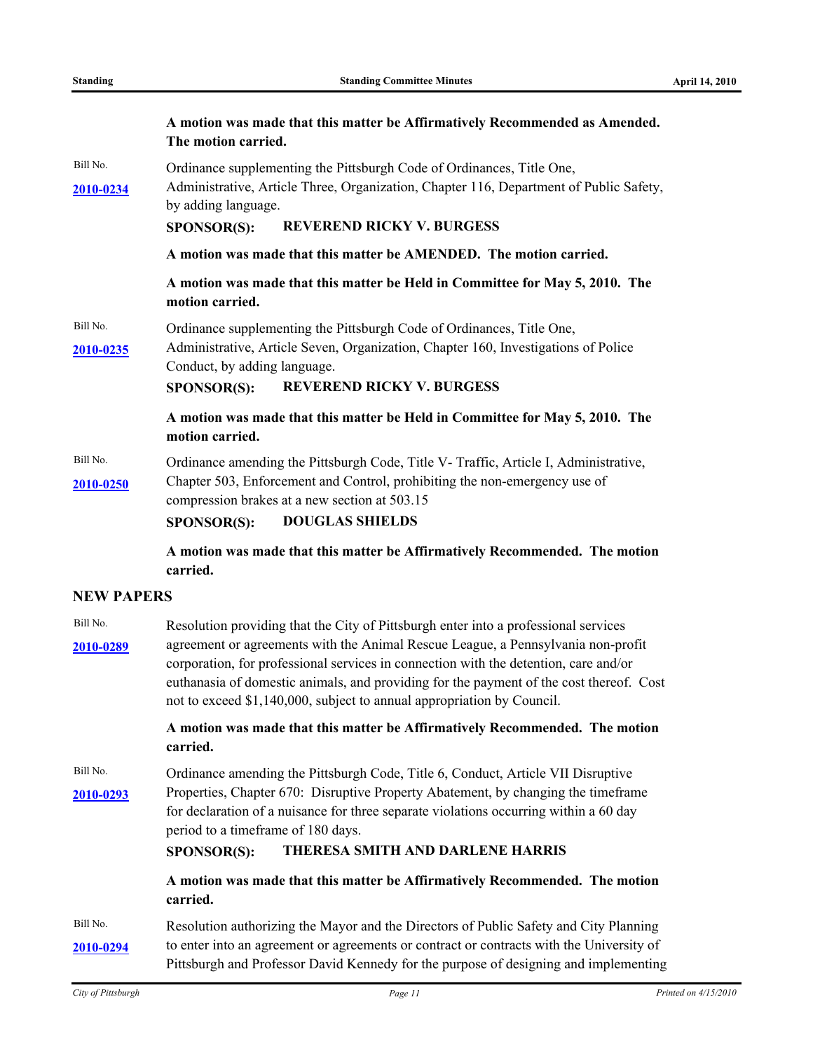**A motion was made that this matter be Affirmatively Recommended as Amended. The motion carried.**

Bill No. **2010-0234**

Ordinance supplementing the Pittsburgh Code of Ordinances, Title One, Administrative, Article Three, Organization, Chapter 116, Department of Public Safety, by adding language.

**SPONSOR(S): REVEREND RICKY V. BURGESS**

**A motion was made that this matter be AMENDED. The motion carried.**

**A motion was made that this matter be Held in Committee for May 5, 2010. The motion carried.**

Bill No. **2010-0235**

Ordinance supplementing the Pittsburgh Code of Ordinances, Title One, Administrative, Article Seven, Organization, Chapter 160, Investigations of Police Conduct, by adding language.

**SPONSOR(S): REVEREND RICKY V. BURGESS**

**A motion was made that this matter be Held in Committee for May 5, 2010. The motion carried.**

Bill No. **2010-0250**

Ordinance amending the Pittsburgh Code, Title V- Traffic, Article I, Administrative, Chapter 503, Enforcement and Control, prohibiting the non-emergency use of compression brakes at a new section at 503.15

**SPONSOR(S): DOUGLAS SHIELDS**

**A motion was made that this matter be Affirmatively Recommended. The motion carried.**

## NEW PAPERS

Bill No. **2010-0289**

Resolution providing that the City of Pittsburgh enter into a professional services agreement or agreements with the Animal Rescue League, a Pennsylvania non-profit corporation, for professional services in connection with the detention, care and/or euthanasia of domestic animals, and providing for the payment of the cost thereof. Cost not to exceed $1,140,000, subject to annual appropriation by Council.

**A motion was made that this matter be Affirmatively Recommended. The motion carried.**

Bill No. **2010-0293**

Ordinance amending the Pittsburgh Code, Title 6, Conduct, Article VII Disruptive Properties, Chapter 670: Disruptive Property Abatement, by changing the timeframe for declaration of a nuisance for three separate violations occurring within a 60 day period to a timeframe of 180 days.

**SPONSOR(S): THERESA SMITH AND DARLENE HARRIS**

**A motion was made that this matter be Affirmatively Recommended. The motion carried.**

Bill No. **2010-0294**

Resolution authorizing the Mayor and the Directors of Public Safety and City Planning to enter into an agreement or agreements or contract or contracts with the University of Pittsburgh and Professor David Kennedy for the purpose of designing and implementing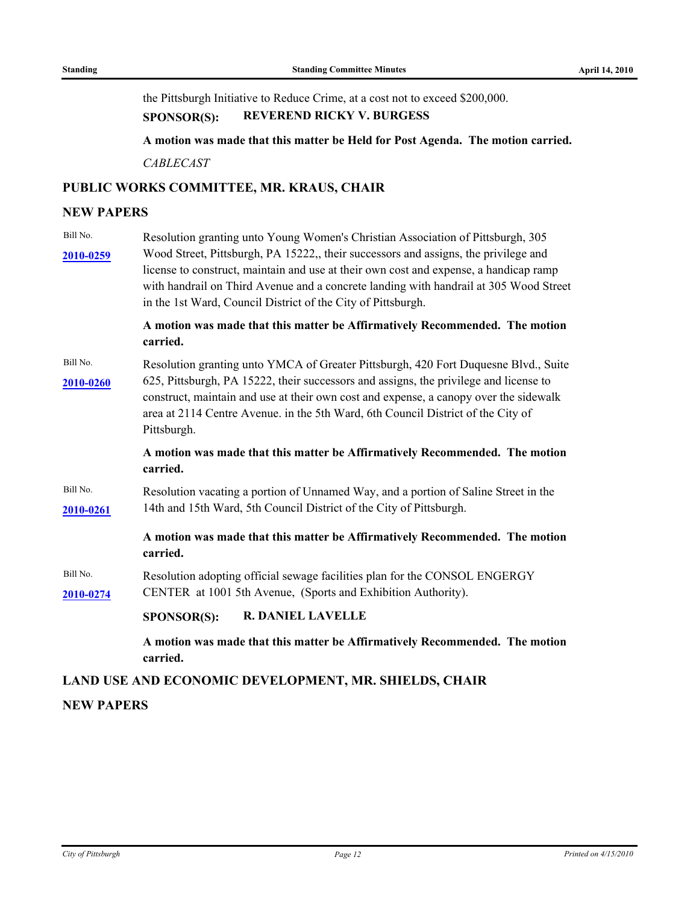the Pittsburgh Initiative to Reduce Crime, at a cost not to exceed $200,000.

**SPONSOR(S): REVEREND RICKY V. BURGESS**

**A motion was made that this matter be Held for Post Agenda. The motion carried.**

*CABLECAST*

## PUBLIC WORKS COMMITTEE, MR. KRAUS, CHAIR

## NEW PAPERS

Bill No. **2010-0259**

Resolution granting unto Young Women's Christian Association of Pittsburgh, 305 Wood Street, Pittsburgh, PA 15222,, their successors and assigns, the privilege and license to construct, maintain and use at their own cost and expense, a handicap ramp with handrail on Third Avenue and a concrete landing with handrail at 305 Wood Street in the 1st Ward, Council District of the City of Pittsburgh.

**A motion was made that this matter be Affirmatively Recommended. The motion carried.**

Bill No. **2010-0260**

Resolution granting unto YMCA of Greater Pittsburgh, 420 Fort Duquesne Blvd., Suite 625, Pittsburgh, PA 15222, their successors and assigns, the privilege and license to construct, maintain and use at their own cost and expense, a canopy over the sidewalk area at 2114 Centre Avenue. in the 5th Ward, 6th Council District of the City of Pittsburgh.

**A motion was made that this matter be Affirmatively Recommended. The motion carried.**

Bill No. **2010-0261**

Resolution vacating a portion of Unnamed Way, and a portion of Saline Street in the 14th and 15th Ward, 5th Council District of the City of Pittsburgh.

**A motion was made that this matter be Affirmatively Recommended. The motion carried.**

Bill No. **2010-0274**

Resolution adopting official sewage facilities plan for the CONSOL ENGERGY CENTER at 1001 5th Avenue, (Sports and Exhibition Authority).

**SPONSOR(S): R. DANIEL LAVELLE**

**A motion was made that this matter be Affirmatively Recommended. The motion carried.**

## LAND USE AND ECONOMIC DEVELOPMENT, MR. SHIELDS, CHAIR

## NEW PAPERS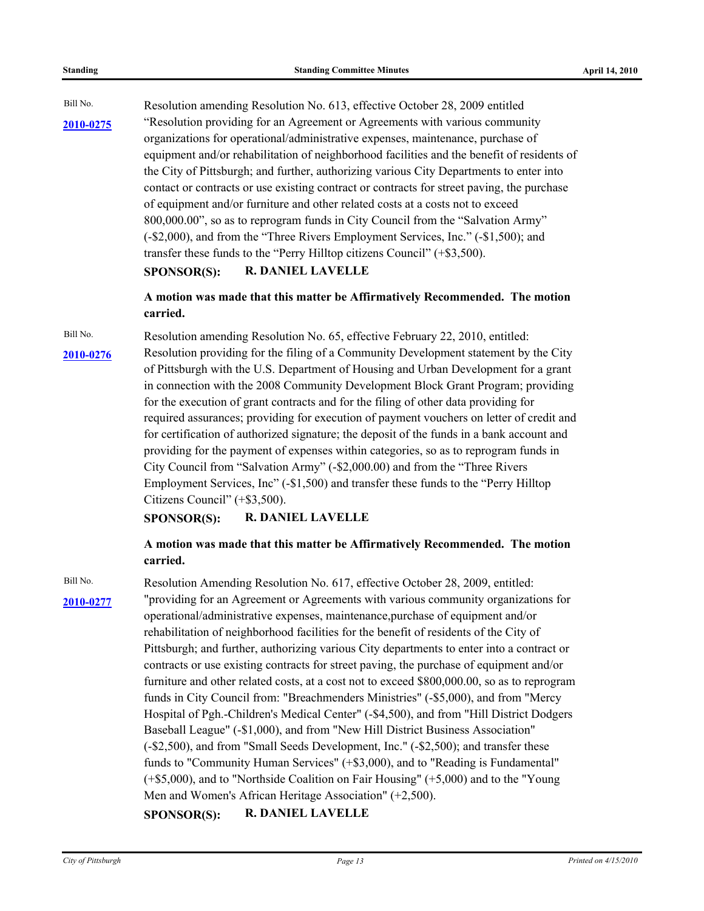Bill No.

**2010-0275**

Resolution amending Resolution No. 613, effective October 28, 2009 entitled "Resolution providing for an Agreement or Agreements with various community organizations for operational/administrative expenses, maintenance, purchase of equipment and/or rehabilitation of neighborhood facilities and the benefit of residents of the City of Pittsburgh; and further, authorizing various City Departments to enter into contact or contracts or use existing contract or contracts for street paving, the purchase of equipment and/or furniture and other related costs at a costs not to exceed 800,000.00", so as to reprogram funds in City Council from the "Salvation Army" (-$2,000), and from the "Three Rivers Employment Services, Inc." (-$1,500); and transfer these funds to the "Perry Hilltop citizens Council" (+$3,500).

**SPONSOR(S): R. DANIEL LAVELLE**

**A motion was made that this matter be Affirmatively Recommended. The motion carried.**

Bill No.

**2010-0276**

Resolution amending Resolution No. 65, effective February 22, 2010, entitled: Resolution providing for the filing of a Community Development statement by the City of Pittsburgh with the U.S. Department of Housing and Urban Development for a grant in connection with the 2008 Community Development Block Grant Program; providing for the execution of grant contracts and for the filing of other data providing for required assurances; providing for execution of payment vouchers on letter of credit and for certification of authorized signature; the deposit of the funds in a bank account and providing for the payment of expenses within categories, so as to reprogram funds in City Council from "Salvation Army" (-$2,000.00) and from the "Three Rivers Employment Services, Inc" (-$1,500) and transfer these funds to the "Perry Hilltop Citizens Council" (+$3,500).

**SPONSOR(S): R. DANIEL LAVELLE**

**A motion was made that this matter be Affirmatively Recommended. The motion carried.**

Bill No.

**2010-0277**

Resolution Amending Resolution No. 617, effective October 28, 2009, entitled: "providing for an Agreement or Agreements with various community organizations for operational/administrative expenses, maintenance,purchase of equipment and/or rehabilitation of neighborhood facilities for the benefit of residents of the City of Pittsburgh; and further, authorizing various City departments to enter into a contract or contracts or use existing contracts for street paving, the purchase of equipment and/or furniture and other related costs, at a cost not to exceed $800,000.00, so as to reprogram funds in City Council from: "Breachmenders Ministries" (-$5,000), and from "Mercy Hospital of Pgh.-Children's Medical Center" (-$4,500), and from "Hill District Dodgers Baseball League" (-$1,000), and from "New Hill District Business Association" (-$2,500), and from "Small Seeds Development, Inc." (-$2,500); and transfer these funds to "Community Human Services" (+$3,000), and to "Reading is Fundamental" (+$5,000), and to "Northside Coalition on Fair Housing" (+5,000) and to the "Young Men and Women's African Heritage Association" (+2,500).

**SPONSOR(S): R. DANIEL LAVELLE**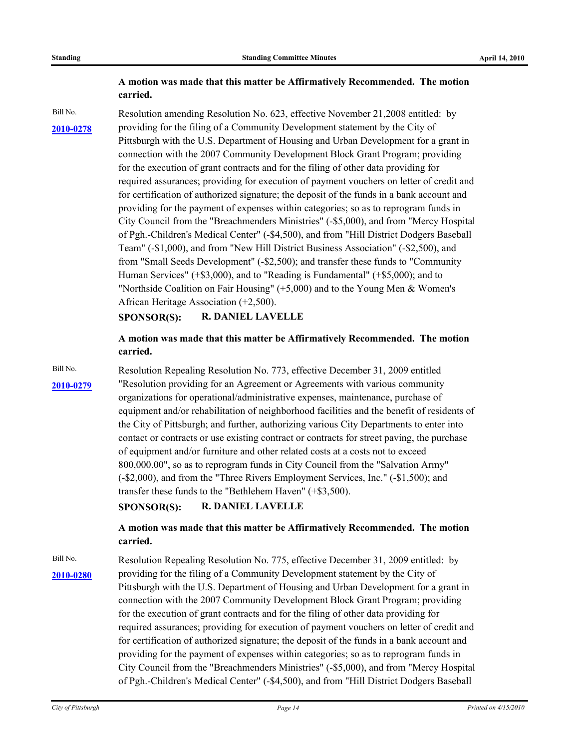**A motion was made that this matter be Affirmatively Recommended. The motion carried.**

Bill No. **2010-0278**

Resolution amending Resolution No. 623, effective November 21,2008 entitled: by providing for the filing of a Community Development statement by the City of Pittsburgh with the U.S. Department of Housing and Urban Development for a grant in connection with the 2007 Community Development Block Grant Program; providing for the execution of grant contracts and for the filing of other data providing for required assurances; providing for execution of payment vouchers on letter of credit and for certification of authorized signature; the deposit of the funds in a bank account and providing for the payment of expenses within categories; so as to reprogram funds in City Council from the "Breachmenders Ministries" (-$5,000), and from "Mercy Hospital of Pgh.-Children's Medical Center" (-$4,500), and from "Hill District Dodgers Baseball Team" (-$1,000), and from "New Hill District Business Association" (-$2,500), and from "Small Seeds Development" (-$2,500); and transfer these funds to "Community Human Services" (+$3,000), and to "Reading is Fundamental" (+$5,000); and to "Northside Coalition on Fair Housing" (+5,000) and to the Young Men & Women's African Heritage Association (+2,500).

**SPONSOR(S): R. DANIEL LAVELLE**

**A motion was made that this matter be Affirmatively Recommended. The motion carried.**

Bill No. **2010-0279**

Resolution Repealing Resolution No. 773, effective December 31, 2009 entitled "Resolution providing for an Agreement or Agreements with various community organizations for operational/administrative expenses, maintenance, purchase of equipment and/or rehabilitation of neighborhood facilities and the benefit of residents of the City of Pittsburgh; and further, authorizing various City Departments to enter into contact or contracts or use existing contract or contracts for street paving, the purchase of equipment and/or furniture and other related costs at a costs not to exceed 800,000.00", so as to reprogram funds in City Council from the "Salvation Army" (-$2,000), and from the "Three Rivers Employment Services, Inc." (-$1,500); and transfer these funds to the "Bethlehem Haven" (+$3,500).

**SPONSOR(S): R. DANIEL LAVELLE**

**A motion was made that this matter be Affirmatively Recommended. The motion carried.**

Bill No. **2010-0280**

Resolution Repealing Resolution No. 775, effective December 31, 2009 entitled: by providing for the filing of a Community Development statement by the City of Pittsburgh with the U.S. Department of Housing and Urban Development for a grant in connection with the 2007 Community Development Block Grant Program; providing for the execution of grant contracts and for the filing of other data providing for required assurances; providing for execution of payment vouchers on letter of credit and for certification of authorized signature; the deposit of the funds in a bank account and providing for the payment of expenses within categories; so as to reprogram funds in City Council from the "Breachmenders Ministries" (-$5,000), and from "Mercy Hospital of Pgh.-Children's Medical Center" (-$4,500), and from "Hill District Dodgers Baseball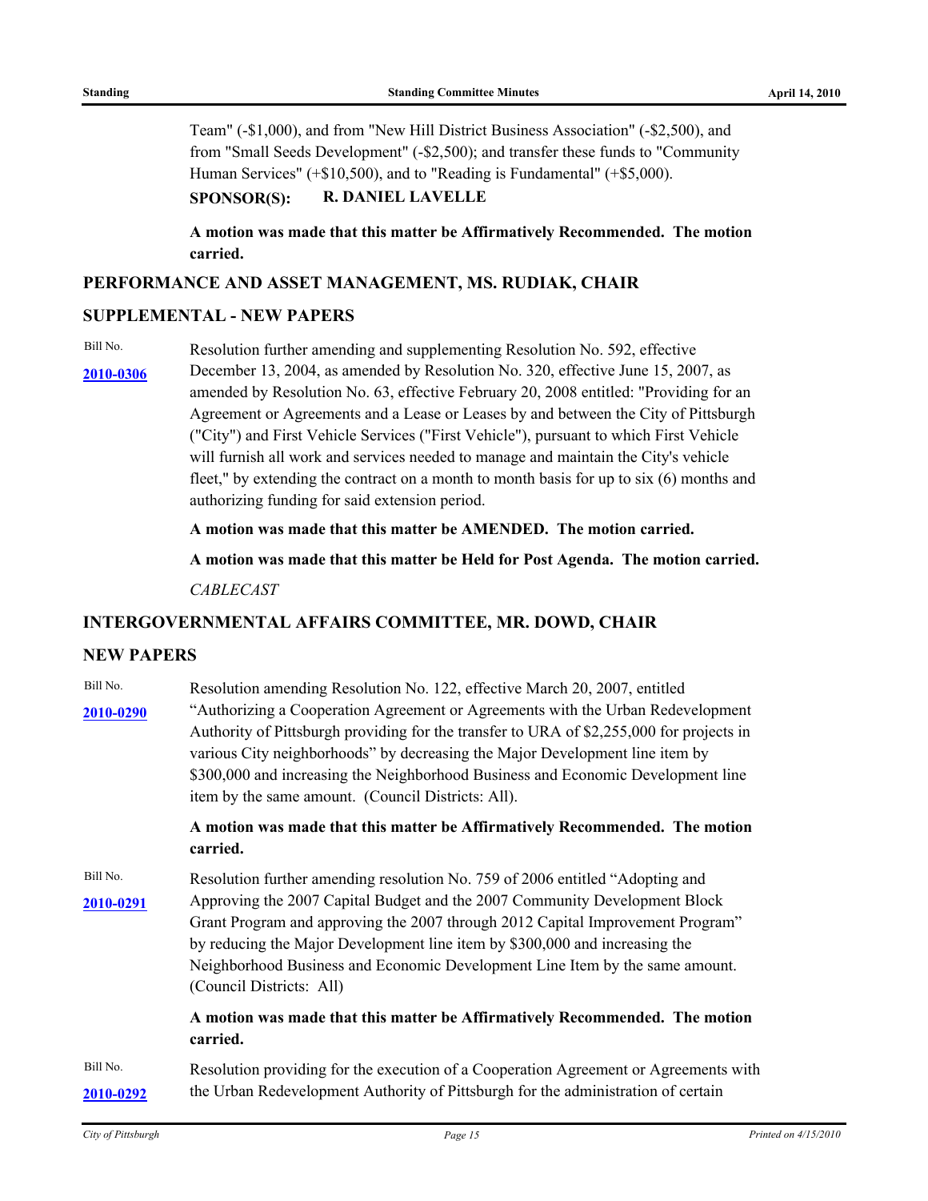Team" (-$1,000), and from "New Hill District Business Association" (-$2,500), and from "Small Seeds Development" (-$2,500); and transfer these funds to "Community Human Services" (+$10,500), and to "Reading is Fundamental" (+$5,000).

**SPONSOR(S): R. DANIEL LAVELLE**

**A motion was made that this matter be Affirmatively Recommended. The motion carried.**

## PERFORMANCE AND ASSET MANAGEMENT, MS. RUDIAK, CHAIR

## SUPPLEMENTAL - NEW PAPERS

Bill No. **2010-0306**

Resolution further amending and supplementing Resolution No. 592, effective December 13, 2004, as amended by Resolution No. 320, effective June 15, 2007, as amended by Resolution No. 63, effective February 20, 2008 entitled: "Providing for an Agreement or Agreements and a Lease or Leases by and between the City of Pittsburgh ("City") and First Vehicle Services ("First Vehicle"), pursuant to which First Vehicle will furnish all work and services needed to manage and maintain the City's vehicle fleet," by extending the contract on a month to month basis for up to six (6) months and authorizing funding for said extension period.

**A motion was made that this matter be AMENDED. The motion carried.**

**A motion was made that this matter be Held for Post Agenda. The motion carried.**

*CABLECAST*

## INTERGOVERNMENTAL AFFAIRS COMMITTEE, MR. DOWD, CHAIR

## NEW PAPERS

Bill No. **2010-0290**

Resolution amending Resolution No. 122, effective March 20, 2007, entitled "Authorizing a Cooperation Agreement or Agreements with the Urban Redevelopment Authority of Pittsburgh providing for the transfer to URA of $2,255,000 for projects in various City neighborhoods" by decreasing the Major Development line item by $300,000 and increasing the Neighborhood Business and Economic Development line item by the same amount. (Council Districts: All).

**A motion was made that this matter be Affirmatively Recommended. The motion carried.**

Bill No. **2010-0291**

Resolution further amending resolution No. 759 of 2006 entitled "Adopting and Approving the 2007 Capital Budget and the 2007 Community Development Block Grant Program and approving the 2007 through 2012 Capital Improvement Program" by reducing the Major Development line item by $300,000 and increasing the Neighborhood Business and Economic Development Line Item by the same amount. (Council Districts: All)

**A motion was made that this matter be Affirmatively Recommended. The motion carried.**

Bill No. **2010-0292**

Resolution providing for the execution of a Cooperation Agreement or Agreements with the Urban Redevelopment Authority of Pittsburgh for the administration of certain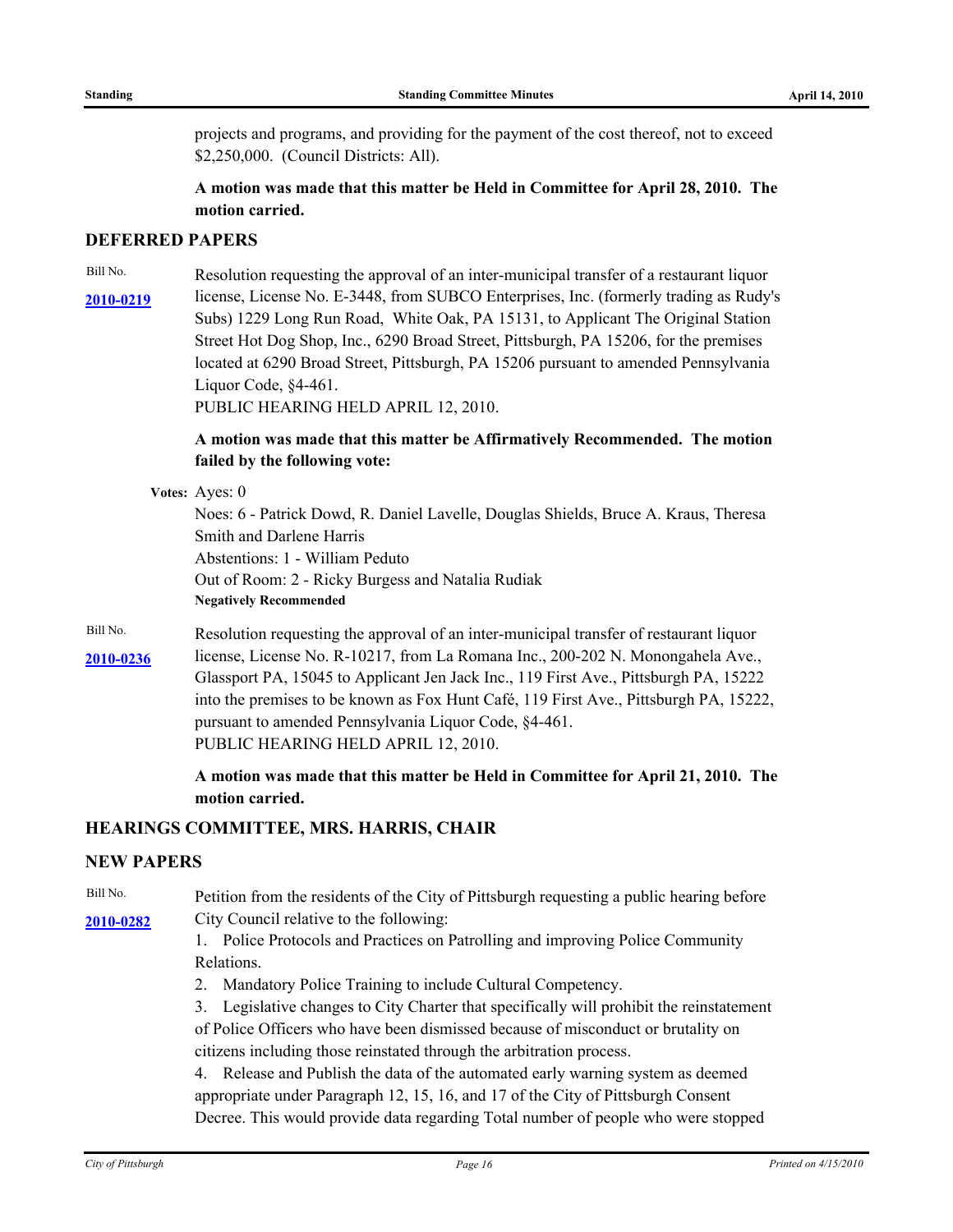projects and programs, and providing for the payment of the cost thereof, not to exceed $2,250,000. (Council Districts: All).

**A motion was made that this matter be Held in Committee for April 28, 2010. The motion carried.**

## DEFERRED PAPERS

Bill No. **2010-0219**

Resolution requesting the approval of an inter-municipal transfer of a restaurant liquor license, License No. E-3448, from SUBCO Enterprises, Inc. (formerly trading as Rudy's Subs) 1229 Long Run Road, White Oak, PA 15131, to Applicant The Original Station Street Hot Dog Shop, Inc., 6290 Broad Street, Pittsburgh, PA 15206, for the premises located at 6290 Broad Street, Pittsburgh, PA 15206 pursuant to amended Pennsylvania Liquor Code, §4-461.
PUBLIC HEARING HELD APRIL 12, 2010.

**A motion was made that this matter be Affirmatively Recommended. The motion failed by the following vote:**

**Votes:** Ayes: 0
Noes: 6 - Patrick Dowd, R. Daniel Lavelle, Douglas Shields, Bruce A. Kraus, Theresa Smith and Darlene Harris
Abstentions: 1 - William Peduto
Out of Room: 2 - Ricky Burgess and Natalia Rudiak
**Negatively Recommended**

Bill No. **2010-0236**

Resolution requesting the approval of an inter-municipal transfer of restaurant liquor license, License No. R-10217, from La Romana Inc., 200-202 N. Monongahela Ave., Glassport PA, 15045 to Applicant Jen Jack Inc., 119 First Ave., Pittsburgh PA, 15222 into the premises to be known as Fox Hunt Café, 119 First Ave., Pittsburgh PA, 15222, pursuant to amended Pennsylvania Liquor Code, §4-461.
PUBLIC HEARING HELD APRIL 12, 2010.

**A motion was made that this matter be Held in Committee for April 21, 2010. The motion carried.**

## HEARINGS COMMITTEE, MRS. HARRIS, CHAIR

## NEW PAPERS

Bill No. **2010-0282**

Petition from the residents of the City of Pittsburgh requesting a public hearing before City Council relative to the following:

1. Police Protocols and Practices on Patrolling and improving Police Community Relations.
2. Mandatory Police Training to include Cultural Competency.
3. Legislative changes to City Charter that specifically will prohibit the reinstatement of Police Officers who have been dismissed because of misconduct or brutality on citizens including those reinstated through the arbitration process.
4. Release and Publish the data of the automated early warning system as deemed appropriate under Paragraph 12, 15, 16, and 17 of the City of Pittsburgh Consent Decree. This would provide data regarding Total number of people who were stopped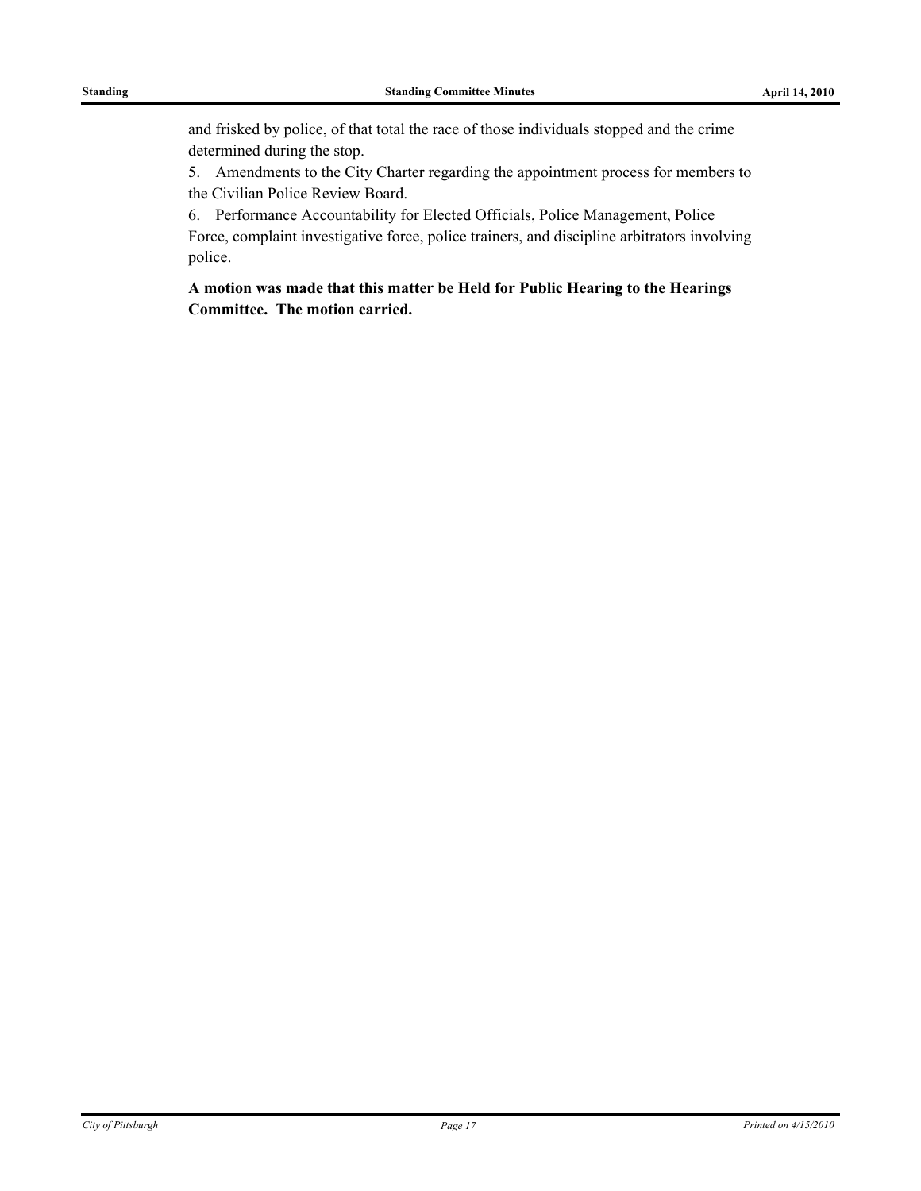and frisked by police, of that total the race of those individuals stopped and the crime determined during the stop.

5. Amendments to the City Charter regarding the appointment process for members to the Civilian Police Review Board.

6. Performance Accountability for Elected Officials, Police Management, Police Force, complaint investigative force, police trainers, and discipline arbitrators involving police.

**A motion was made that this matter be Held for Public Hearing to the Hearings Committee. The motion carried.**